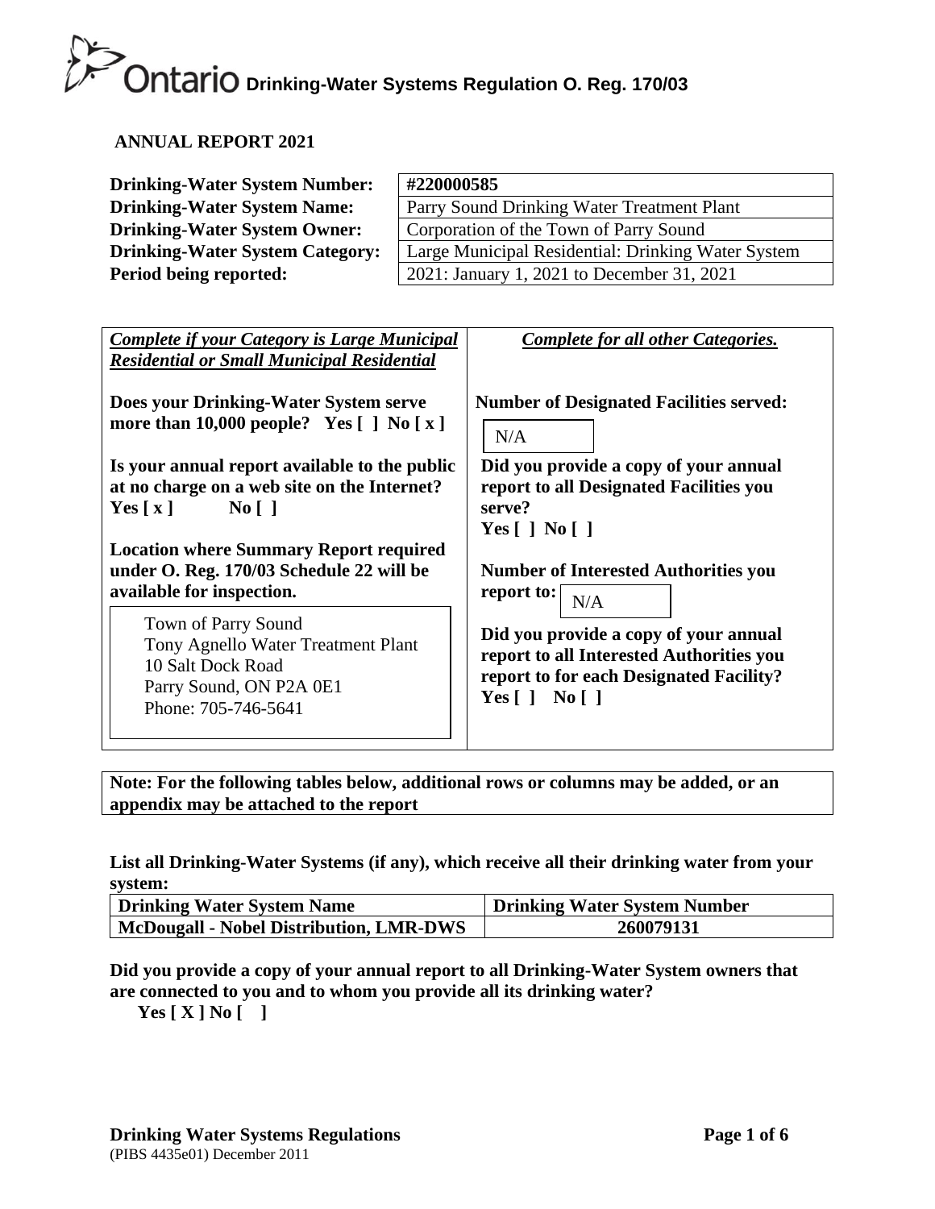# Ontario Drinking-Water Systems Regulation O. Reg. 170/03

## ANNUAL REPORT 2021

| | |
|---|---|
| **Drinking-Water System Number:** | **#220000585** |
| **Drinking-Water System Name:** | Parry Sound Drinking Water Treatment Plant |
| **Drinking-Water System Owner:** | Corporation of the Town of Parry Sound |
| **Drinking-Water System Category:** | Large Municipal Residential: Drinking Water System |
| **Period being reported:** | 2021: January 1, 2021 to December 31, 2021 |

***Complete if your Category is Large Municipal Residential or Small Municipal Residential***

**Does your Drinking-Water System serve more than 10,000 people? Yes [ ] No [ x ]**

**Is your annual report available to the public at no charge on a web site on the Internet?**
**Yes [ x ] No [ ]**

**Location where Summary Report required under O. Reg. 170/03 Schedule 22 will be available for inspection.**

Town of Parry Sound
Tony Agnello Water Treatment Plant
10 Salt Dock Road
Parry Sound, ON P2A 0E1
Phone: 705-746-5641

***Complete for all other Categories.***

**Number of Designated Facilities served:** N/A

**Did you provide a copy of your annual report to all Designated Facilities you serve?**
**Yes [ ] No [ ]**

**Number of Interested Authorities you report to:** N/A

**Did you provide a copy of your annual report to all Interested Authorities you report to for each Designated Facility?**
**Yes [ ] No [ ]**

**Note: For the following tables below, additional rows or columns may be added, or an appendix may be attached to the report**

**List all Drinking-Water Systems (if any), which receive all their drinking water from your system:**

| Drinking Water System Name | Drinking Water System Number |
|---|---|
| **McDougall - Nobel Distribution, LMR-DWS** | **260079131** |

**Did you provide a copy of your annual report to all Drinking-Water System owners that are connected to you and to whom you provide all its drinking water?**
**Yes [ X ] No [ ]**

**Drinking Water Systems Regulations**
(PIBS 4435e01) December 2011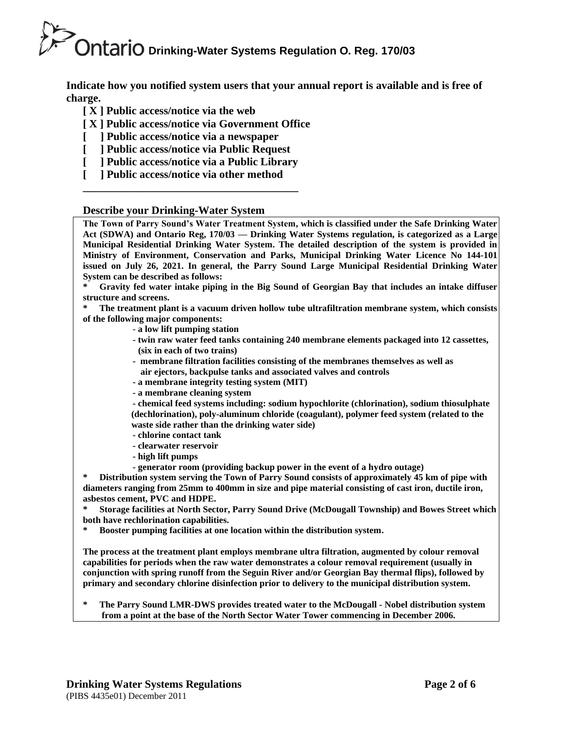**Indicate how you notified system users that your annual report is available and is free of charge.**

**[ X ] Public access/notice via the web**
**[ X ] Public access/notice via Government Office**
**[ ] Public access/notice via a newspaper**
**[ ] Public access/notice via Public Request**
**[ ] Public access/notice via a Public Library**
**[ ] Public access/notice via other method**

\_\_\_\_\_\_\_\_\_\_\_\_\_\_\_\_\_\_\_\_\_\_\_\_\_\_\_\_\_\_\_\_\_\_\_\_\_\_\_\_

**Describe your Drinking-Water System**

**The Town of Parry Sound's Water Treatment System, which is classified under the Safe Drinking Water Act (SDWA) and Ontario Reg, 170/03 — Drinking Water Systems regulation, is categorized as a Large Municipal Residential Drinking Water System. The detailed description of the system is provided in Ministry of Environment, Conservation and Parks, Municipal Drinking Water Licence No 144-101 issued on July 26, 2021. In general, the Parry Sound Large Municipal Residential Drinking Water System can be described as follows:**

**\* Gravity fed water intake piping in the Big Sound of Georgian Bay that includes an intake diffuser structure and screens.**

**\* The treatment plant is a vacuum driven hollow tube ultrafiltration membrane system, which consists of the following major components:**

- **a low lift pumping station**
- **twin raw water feed tanks containing 240 membrane elements packaged into 12 cassettes, (six in each of two trains)**
- **membrane filtration facilities consisting of the membranes themselves as well as air ejectors, backpulse tanks and associated valves and controls**
- **a membrane integrity testing system (MIT)**
- **a membrane cleaning system**
- **chemical feed systems including: sodium hypochlorite (chlorination), sodium thiosulphate (dechlorination), poly-aluminum chloride (coagulant), polymer feed system (related to the waste side rather than the drinking water side)**
- **chlorine contact tank**
- **clearwater reservoir**
- **high lift pumps**
- **generator room (providing backup power in the event of a hydro outage)**

**\* Distribution system serving the Town of Parry Sound consists of approximately 45 km of pipe with diameters ranging from 25mm to 400mm in size and pipe material consisting of cast iron, ductile iron, asbestos cement, PVC and HDPE.**

**\* Storage facilities at North Sector, Parry Sound Drive (McDougall Township) and Bowes Street which both have rechlorination capabilities.**

**\* Booster pumping facilities at one location within the distribution system.**

**The process at the treatment plant employs membrane ultra filtration, augmented by colour removal capabilities for periods when the raw water demonstrates a colour removal requirement (usually in conjunction with spring runoff from the Seguin River and/or Georgian Bay thermal flips), followed by primary and secondary chlorine disinfection prior to delivery to the municipal distribution system.**

**\* The Parry Sound LMR-DWS provides treated water to the McDougall - Nobel distribution system from a point at the base of the North Sector Water Tower commencing in December 2006.**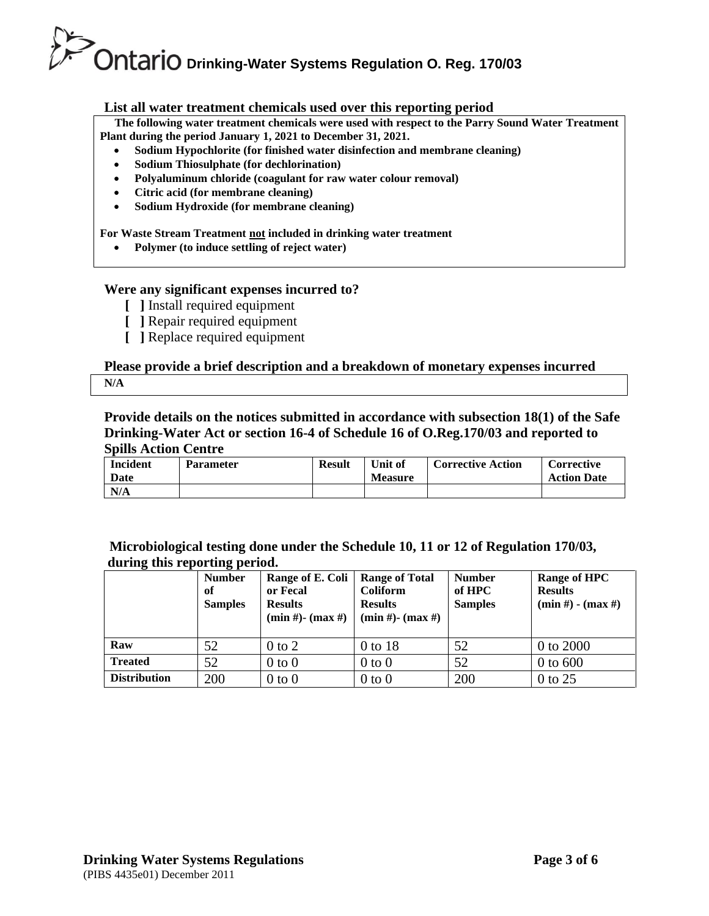### List all water treatment chemicals used over this reporting period

**The following water treatment chemicals were used with respect to the Parry Sound Water Treatment Plant during the period January 1, 2021 to December 31, 2021.**

- **Sodium Hypochlorite (for finished water disinfection and membrane cleaning)**
- **Sodium Thiosulphate (for dechlorination)**
- **Polyaluminum chloride (coagulant for raw water colour removal)**
- **Citric acid (for membrane cleaning)**
- **Sodium Hydroxide (for membrane cleaning)**

**For Waste Stream Treatment not included in drinking water treatment**

- **Polymer (to induce settling of reject water)**

### Were any significant expenses incurred to?

[ ] Install required equipment
[ ] Repair required equipment
[ ] Replace required equipment

### Please provide a brief description and a breakdown of monetary expenses incurred

**N/A**

### Provide details on the notices submitted in accordance with subsection 18(1) of the Safe Drinking-Water Act or section 16-4 of Schedule 16 of O.Reg.170/03 and reported to Spills Action Centre

| Incident Date | Parameter | Result | Unit of Measure | Corrective Action | Corrective Action Date |
|---|---|---|---|---|---|
| N/A | | | | | |

### Microbiological testing done under the Schedule 10, 11 or 12 of Regulation 170/03, during this reporting period.

| | Number of Samples | Range of E. Coli or Fecal Results (min #)- (max #) | Range of Total Coliform Results (min #)- (max #) | Number of HPC Samples | Range of HPC Results (min #) - (max #) |
|---|---|---|---|---|---|
| **Raw** | 52 | 0 to 2 | 0 to 18 | 52 | 0 to 2000 |
| **Treated** | 52 | 0 to 0 | 0 to 0 | 52 | 0 to 600 |
| **Distribution** | 200 | 0 to 0 | 0 to 0 | 200 | 0 to 25 |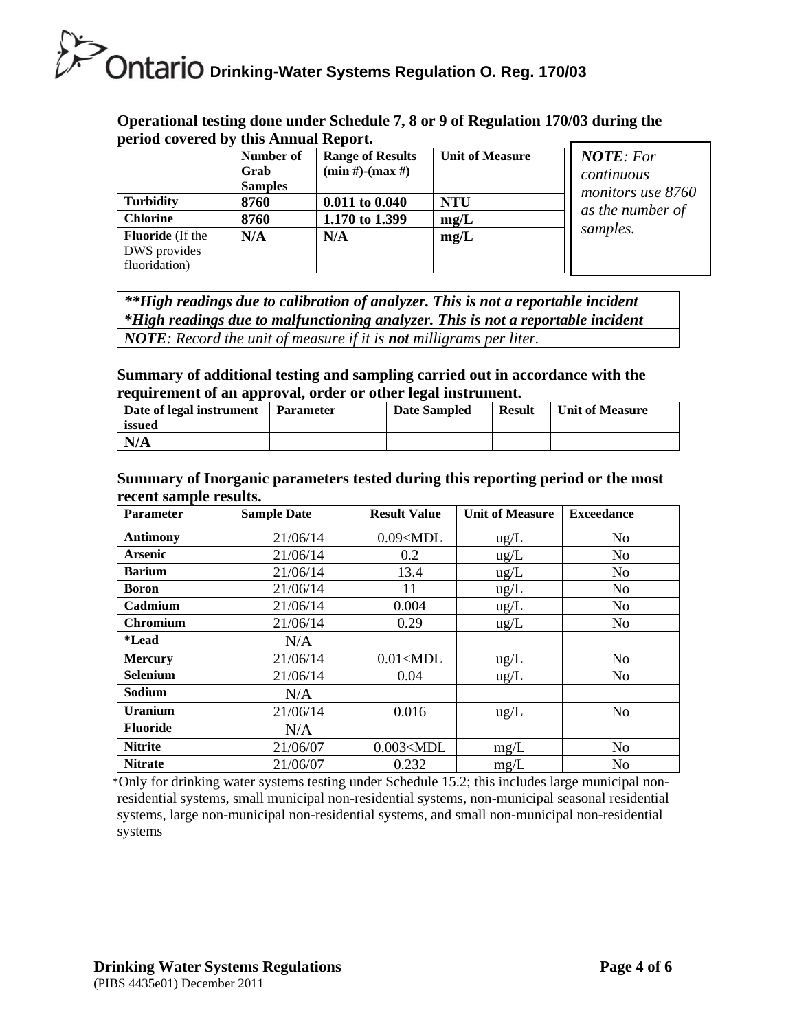**Operational testing done under Schedule 7, 8 or 9 of Regulation 170/03 during the period covered by this Annual Report.**

| | Number of Grab Samples | Range of Results (min #)-(max #) | Unit of Measure |
|---|---|---|---|
| **Turbidity** | **8760** | **0.011 to 0.040** | **NTU** |
| **Chlorine** | **8760** | **1.170 to 1.399** | **mg/L** |
| **Fluoride** (If the DWS provides fluoridation) | **N/A** | **N/A** | **mg/L** |

***NOTE**: For continuous monitors use 8760 as the number of samples.*

| |
|---|
| ***\*\*High readings due to calibration of analyzer. This is not a reportable incident*** |
| ***\*High readings due to malfunctioning analyzer. This is not a reportable incident*** |
| ***NOTE**: Record the unit of measure if it is **not** milligrams per liter.* |

**Summary of additional testing and sampling carried out in accordance with the requirement of an approval, order or other legal instrument.**

| Date of legal instrument issued | Parameter | Date Sampled | Result | Unit of Measure |
|---|---|---|---|---|
| **N/A** | | | | |

**Summary of Inorganic parameters tested during this reporting period or the most recent sample results.**

| Parameter | Sample Date | Result Value | Unit of Measure | Exceedance |
|---|---|---|---|---|
| **Antimony** | 21/06/14 | 0.09<MDL | ug/L | No |
| **Arsenic** | 21/06/14 | 0.2 | ug/L | No |
| **Barium** | 21/06/14 | 13.4 | ug/L | No |
| **Boron** | 21/06/14 | 11 | ug/L | No |
| **Cadmium** | 21/06/14 | 0.004 | ug/L | No |
| **Chromium** | 21/06/14 | 0.29 | ug/L | No |
| **\*Lead** | N/A | | | |
| **Mercury** | 21/06/14 | 0.01<MDL | ug/L | No |
| **Selenium** | 21/06/14 | 0.04 | ug/L | No |
| **Sodium** | N/A | | | |
| **Uranium** | 21/06/14 | 0.016 | ug/L | No |
| **Fluoride** | N/A | | | |
| **Nitrite** | 21/06/07 | 0.003<MDL | mg/L | No |
| **Nitrate** | 21/06/07 | 0.232 | mg/L | No |

*Only for drinking water systems testing under Schedule 15.2; this includes large municipal non-residential systems, small municipal non-residential systems, non-municipal seasonal residential systems, large non-municipal non-residential systems, and small non-municipal non-residential systems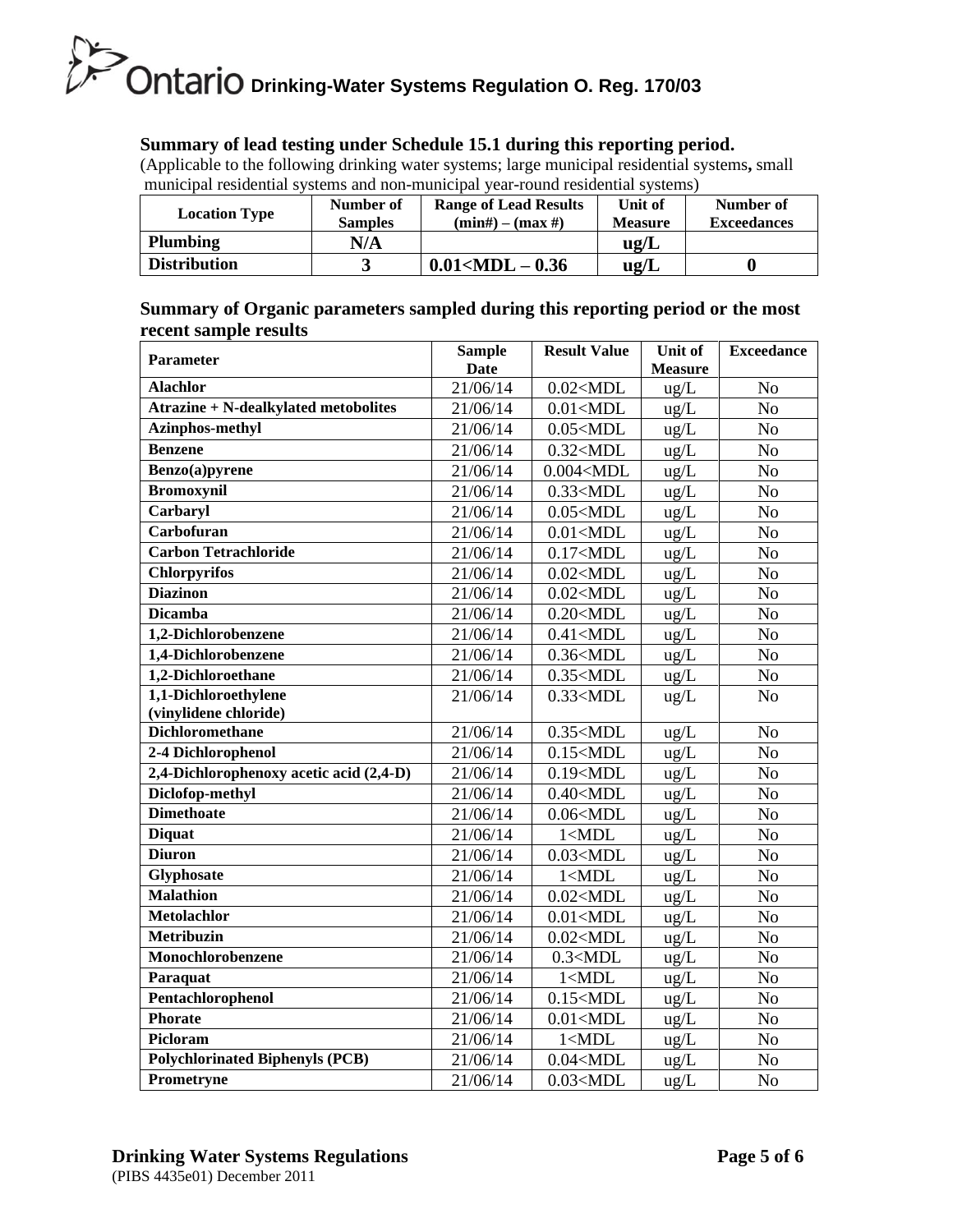### Summary of lead testing under Schedule 15.1 during this reporting period.

(Applicable to the following drinking water systems; large municipal residential systems**,** small municipal residential systems and non-municipal year-round residential systems)

| Location Type | Number of Samples | Range of Lead Results (min#) – (max #) | Unit of Measure | Number of Exceedances |
|---|---|---|---|---|
| **Plumbing** | **N/A** | | **ug/L** | |
| **Distribution** | **3** | **0.01<MDL – 0.36** | **ug/L** | **0** |

### Summary of Organic parameters sampled during this reporting period or the most recent sample results

| Parameter | Sample Date | Result Value | Unit of Measure | Exceedance |
|---|---|---|---|---|
| **Alachlor** | 21/06/14 | 0.02<MDL | ug/L | No |
| **Atrazine + N-dealkylated metobolites** | 21/06/14 | 0.01<MDL | ug/L | No |
| **Azinphos-methyl** | 21/06/14 | 0.05<MDL | ug/L | No |
| **Benzene** | 21/06/14 | 0.32<MDL | ug/L | No |
| **Benzo(a)pyrene** | 21/06/14 | 0.004<MDL | ug/L | No |
| **Bromoxynil** | 21/06/14 | 0.33<MDL | ug/L | No |
| **Carbaryl** | 21/06/14 | 0.05<MDL | ug/L | No |
| **Carbofuran** | 21/06/14 | 0.01<MDL | ug/L | No |
| **Carbon Tetrachloride** | 21/06/14 | 0.17<MDL | ug/L | No |
| **Chlorpyrifos** | 21/06/14 | 0.02<MDL | ug/L | No |
| **Diazinon** | 21/06/14 | 0.02<MDL | ug/L | No |
| **Dicamba** | 21/06/14 | 0.20<MDL | ug/L | No |
| **1,2-Dichlorobenzene** | 21/06/14 | 0.41<MDL | ug/L | No |
| **1,4-Dichlorobenzene** | 21/06/14 | 0.36<MDL | ug/L | No |
| **1,2-Dichloroethane** | 21/06/14 | 0.35<MDL | ug/L | No |
| **1,1-Dichloroethylene (vinylidene chloride)** | 21/06/14 | 0.33<MDL | ug/L | No |
| **Dichloromethane** | 21/06/14 | 0.35<MDL | ug/L | No |
| **2-4 Dichlorophenol** | 21/06/14 | 0.15<MDL | ug/L | No |
| **2,4-Dichlorophenoxy acetic acid (2,4-D)** | 21/06/14 | 0.19<MDL | ug/L | No |
| **Diclofop-methyl** | 21/06/14 | 0.40<MDL | ug/L | No |
| **Dimethoate** | 21/06/14 | 0.06<MDL | ug/L | No |
| **Diquat** | 21/06/14 | 1<MDL | ug/L | No |
| **Diuron** | 21/06/14 | 0.03<MDL | ug/L | No |
| **Glyphosate** | 21/06/14 | 1<MDL | ug/L | No |
| **Malathion** | 21/06/14 | 0.02<MDL | ug/L | No |
| **Metolachlor** | 21/06/14 | 0.01<MDL | ug/L | No |
| **Metribuzin** | 21/06/14 | 0.02<MDL | ug/L | No |
| **Monochlorobenzene** | 21/06/14 | 0.3<MDL | ug/L | No |
| **Paraquat** | 21/06/14 | 1<MDL | ug/L | No |
| **Pentachlorophenol** | 21/06/14 | 0.15<MDL | ug/L | No |
| **Phorate** | 21/06/14 | 0.01<MDL | ug/L | No |
| **Picloram** | 21/06/14 | 1<MDL | ug/L | No |
| **Polychlorinated Biphenyls (PCB)** | 21/06/14 | 0.04<MDL | ug/L | No |
| **Prometryne** | 21/06/14 | 0.03<MDL | ug/L | No |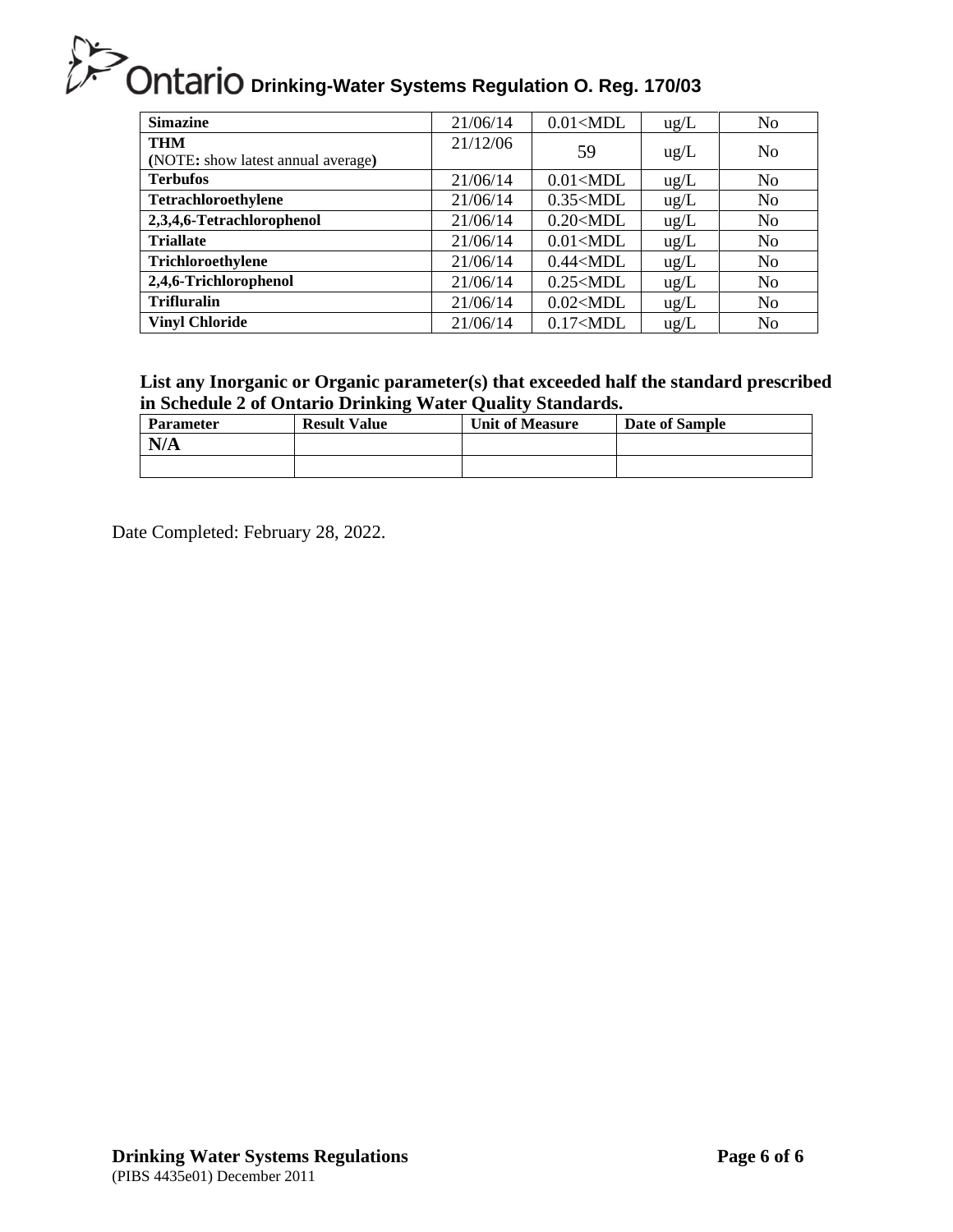| | | | | |
|---|---|---|---|---|
| **Simazine** | 21/06/14 | 0.01<MDL | ug/L | No |
| **THM** (NOTE: show latest annual average) | 21/12/06 | 59 | ug/L | No |
| **Terbufos** | 21/06/14 | 0.01<MDL | ug/L | No |
| **Tetrachloroethylene** | 21/06/14 | 0.35<MDL | ug/L | No |
| **2,3,4,6-Tetrachlorophenol** | 21/06/14 | 0.20<MDL | ug/L | No |
| **Triallate** | 21/06/14 | 0.01<MDL | ug/L | No |
| **Trichloroethylene** | 21/06/14 | 0.44<MDL | ug/L | No |
| **2,4,6-Trichlorophenol** | 21/06/14 | 0.25<MDL | ug/L | No |
| **Trifluralin** | 21/06/14 | 0.02<MDL | ug/L | No |
| **Vinyl Chloride** | 21/06/14 | 0.17<MDL | ug/L | No |

**List any Inorganic or Organic parameter(s) that exceeded half the standard prescribed in Schedule 2 of Ontario Drinking Water Quality Standards.**

| Parameter | Result Value | Unit of Measure | Date of Sample |
|---|---|---|---|
| **N/A** | | | |
| | | | |

Date Completed: February 28, 2022.